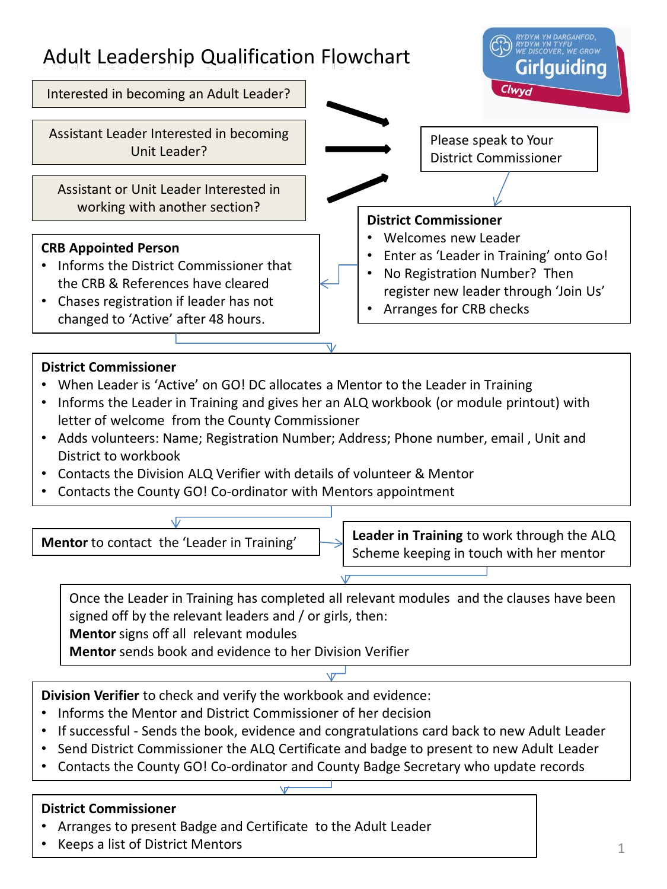# Adult Leadership Qualification Flowchart

RYDYM YN DARGANFOD, RYDYM YN TYFU
WE DISCOVER, WE GROW
Girlguiding
Clwyd

Interested in becoming an Adult Leader?

Assistant Leader Interested in becoming Unit Leader?

Assistant or Unit Leader Interested in working with another section?

Please speak to Your District Commissioner

**District Commissioner**

- Welcomes new Leader
- Enter as 'Leader in Training' onto Go!
- No Registration Number? Then register new leader through 'Join Us'
- Arranges for CRB checks

**CRB Appointed Person**

- Informs the District Commissioner that the CRB & References have cleared
- Chases registration if leader has not changed to 'Active' after 48 hours.

**District Commissioner**

- When Leader is 'Active' on GO! DC allocates a Mentor to the Leader in Training
- Informs the Leader in Training and gives her an ALQ workbook (or module printout) with letter of welcome from the County Commissioner
- Adds volunteers: Name; Registration Number; Address; Phone number, email , Unit and District to workbook
- Contacts the Division ALQ Verifier with details of volunteer & Mentor
- Contacts the County GO! Co-ordinator with Mentors appointment

**Mentor** to contact the 'Leader in Training'

**Leader in Training** to work through the ALQ Scheme keeping in touch with her mentor

Once the Leader in Training has completed all relevant modules and the clauses have been signed off by the relevant leaders and / or girls, then:
**Mentor** signs off all relevant modules
**Mentor** sends book and evidence to her Division Verifier

**Division Verifier** to check and verify the workbook and evidence:

- Informs the Mentor and District Commissioner of her decision
- If successful - Sends the book, evidence and congratulations card back to new Adult Leader
- Send District Commissioner the ALQ Certificate and badge to present to new Adult Leader
- Contacts the County GO! Co-ordinator and County Badge Secretary who update records

**District Commissioner**

- Arranges to present Badge and Certificate to the Adult Leader
- Keeps a list of District Mentors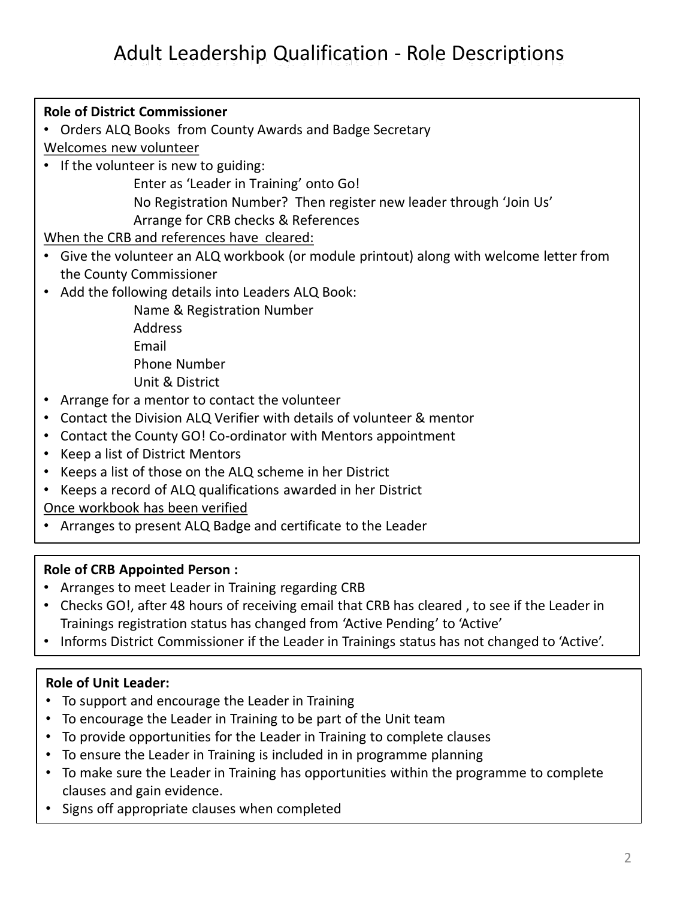# Adult Leadership Qualification - Role Descriptions

**Role of District Commissioner**

- Orders ALQ Books from County Awards and Badge Secretary

Welcomes new volunteer

- If the volunteer is new to guiding:
  - Enter as 'Leader in Training' onto Go!
  - No Registration Number? Then register new leader through 'Join Us'
  - Arrange for CRB checks & References

When the CRB and references have cleared:

- Give the volunteer an ALQ workbook (or module printout) along with welcome letter from the County Commissioner
- Add the following details into Leaders ALQ Book:
  - Name & Registration Number
  - Address
  - Email
  - Phone Number
  - Unit & District
- Arrange for a mentor to contact the volunteer
- Contact the Division ALQ Verifier with details of volunteer & mentor
- Contact the County GO! Co-ordinator with Mentors appointment
- Keep a list of District Mentors
- Keeps a list of those on the ALQ scheme in her District
- Keeps a record of ALQ qualifications awarded in her District

Once workbook has been verified

- Arranges to present ALQ Badge and certificate to the Leader

**Role of CRB Appointed Person :**

- Arranges to meet Leader in Training regarding CRB
- Checks GO!, after 48 hours of receiving email that CRB has cleared , to see if the Leader in Trainings registration status has changed from 'Active Pending' to 'Active'
- Informs District Commissioner if the Leader in Trainings status has not changed to 'Active'.

**Role of Unit Leader:**

- To support and encourage the Leader in Training
- To encourage the Leader in Training to be part of the Unit team
- To provide opportunities for the Leader in Training to complete clauses
- To ensure the Leader in Training is included in in programme planning
- To make sure the Leader in Training has opportunities within the programme to complete clauses and gain evidence.
- Signs off appropriate clauses when completed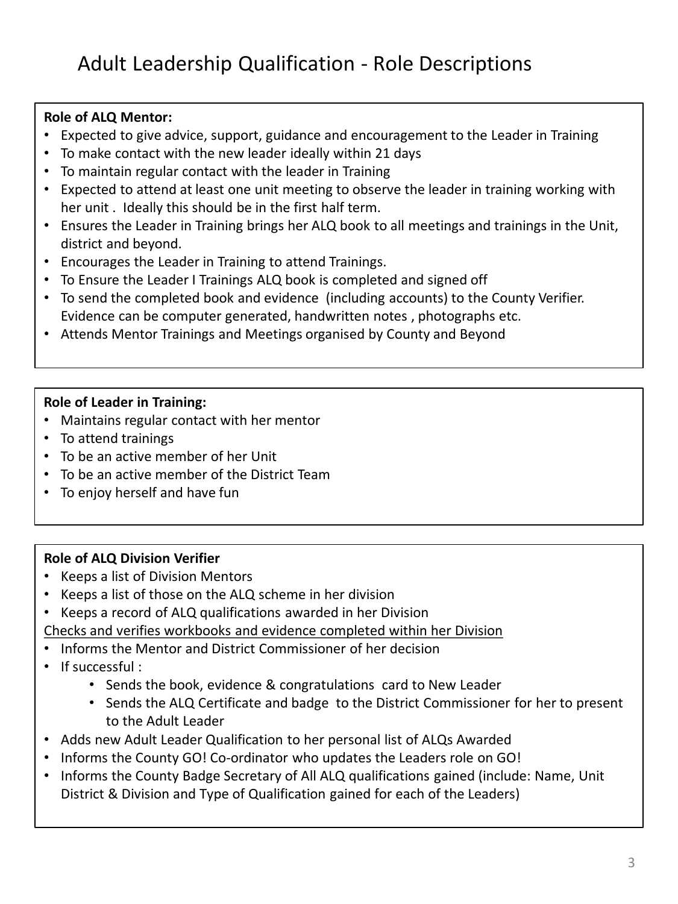# Adult Leadership Qualification - Role Descriptions

**Role of ALQ Mentor:**

- Expected to give advice, support, guidance and encouragement to the Leader in Training
- To make contact with the new leader ideally within 21 days
- To maintain regular contact with the leader in Training
- Expected to attend at least one unit meeting to observe the leader in training working with her unit . Ideally this should be in the first half term.
- Ensures the Leader in Training brings her ALQ book to all meetings and trainings in the Unit, district and beyond.
- Encourages the Leader in Training to attend Trainings.
- To Ensure the Leader I Trainings ALQ book is completed and signed off
- To send the completed book and evidence (including accounts) to the County Verifier. Evidence can be computer generated, handwritten notes , photographs etc.
- Attends Mentor Trainings and Meetings organised by County and Beyond

**Role of Leader in Training:**

- Maintains regular contact with her mentor
- To attend trainings
- To be an active member of her Unit
- To be an active member of the District Team
- To enjoy herself and have fun

**Role of ALQ Division Verifier**

- Keeps a list of Division Mentors
- Keeps a list of those on the ALQ scheme in her division
- Keeps a record of ALQ qualifications awarded in her Division

<u>Checks and verifies workbooks and evidence completed within her Division</u>

- Informs the Mentor and District Commissioner of her decision
- If successful :
  - Sends the book, evidence & congratulations card to New Leader
  - Sends the ALQ Certificate and badge to the District Commissioner for her to present to the Adult Leader
- Adds new Adult Leader Qualification to her personal list of ALQs Awarded
- Informs the County GO! Co-ordinator who updates the Leaders role on GO!
- Informs the County Badge Secretary of All ALQ qualifications gained (include: Name, Unit District & Division and Type of Qualification gained for each of the Leaders)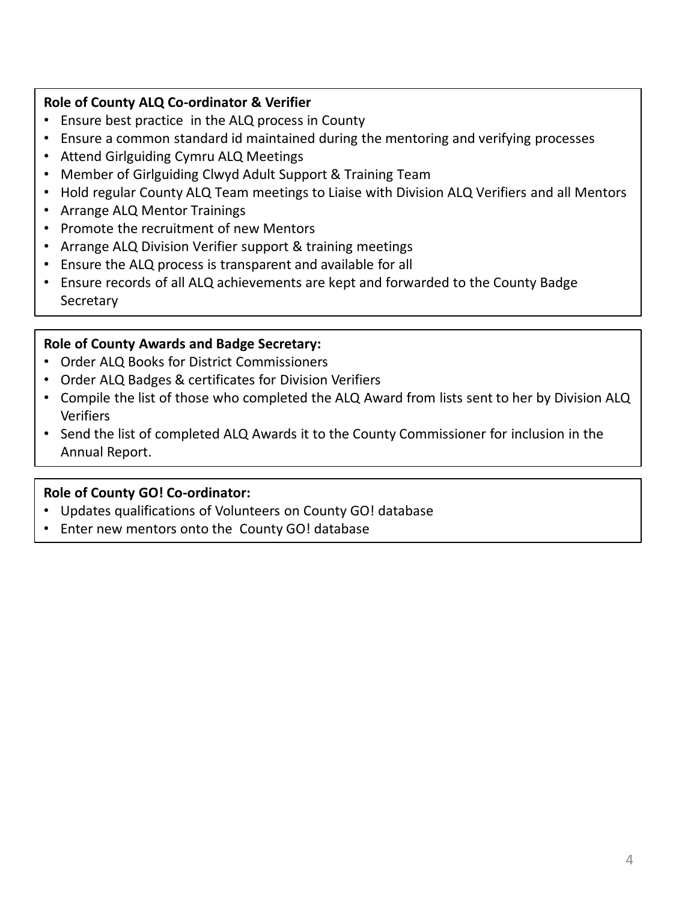**Role of County ALQ Co-ordinator & Verifier**

- Ensure best practice in the ALQ process in County
- Ensure a common standard id maintained during the mentoring and verifying processes
- Attend Girlguiding Cymru ALQ Meetings
- Member of Girlguiding Clwyd Adult Support & Training Team
- Hold regular County ALQ Team meetings to Liaise with Division ALQ Verifiers and all Mentors
- Arrange ALQ Mentor Trainings
- Promote the recruitment of new Mentors
- Arrange ALQ Division Verifier support & training meetings
- Ensure the ALQ process is transparent and available for all
- Ensure records of all ALQ achievements are kept and forwarded to the County Badge Secretary

**Role of County Awards and Badge Secretary:**

- Order ALQ Books for District Commissioners
- Order ALQ Badges & certificates for Division Verifiers
- Compile the list of those who completed the ALQ Award from lists sent to her by Division ALQ Verifiers
- Send the list of completed ALQ Awards it to the County Commissioner for inclusion in the Annual Report.

**Role of County GO! Co-ordinator:**

- Updates qualifications of Volunteers on County GO! database
- Enter new mentors onto the County GO! database